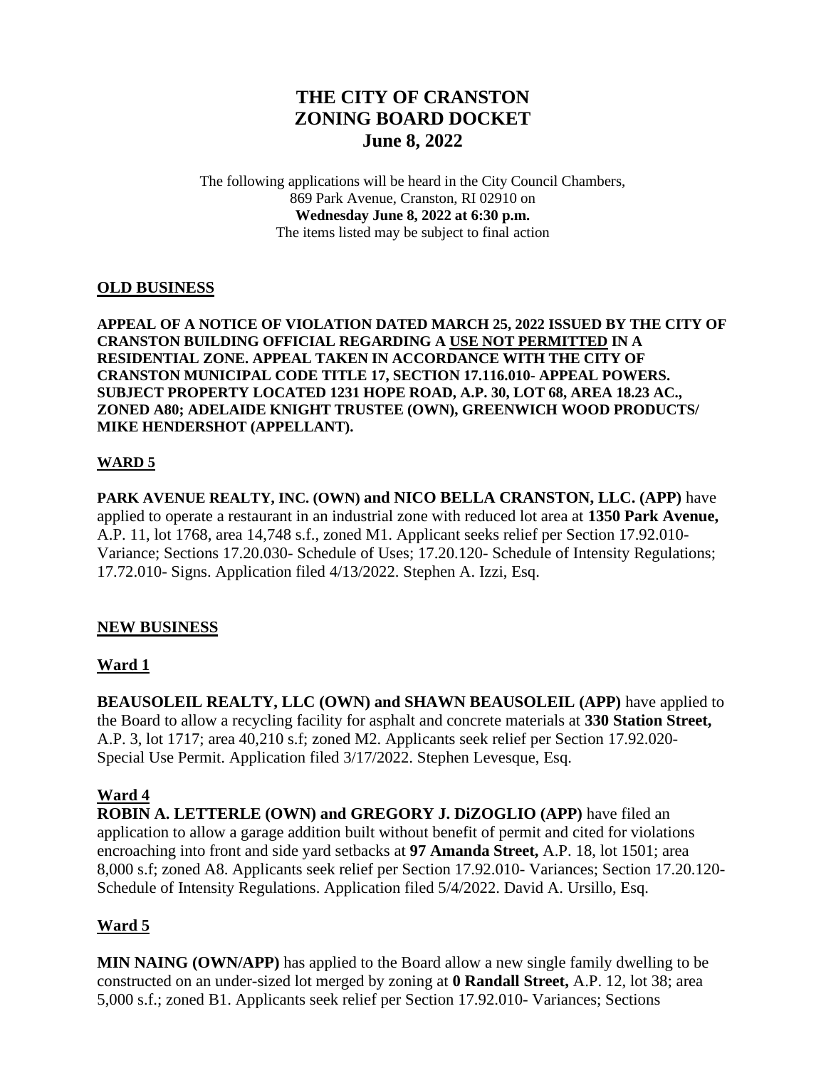# THE CITY OF CRANSTON
# ZONING BOARD DOCKET
# June 8, 2022

The following applications will be heard in the City Council Chambers,
869 Park Avenue, Cranston, RI 02910 on
**Wednesday June 8, 2022 at 6:30 p.m.**
The items listed may be subject to final action

## OLD BUSINESS

**APPEAL OF A NOTICE OF VIOLATION DATED MARCH 25, 2022 ISSUED BY THE CITY OF CRANSTON BUILDING OFFICIAL REGARDING A USE NOT PERMITTED IN A RESIDENTIAL ZONE. APPEAL TAKEN IN ACCORDANCE WITH THE CITY OF CRANSTON MUNICIPAL CODE TITLE 17, SECTION 17.116.010- APPEAL POWERS. SUBJECT PROPERTY LOCATED 1231 HOPE ROAD, A.P. 30, LOT 68, AREA 18.23 AC., ZONED A80; ADELAIDE KNIGHT TRUSTEE (OWN), GREENWICH WOOD PRODUCTS/ MIKE HENDERSHOT (APPELLANT).**

### WARD 5

**PARK AVENUE REALTY, INC. (OWN) and NICO BELLA CRANSTON, LLC. (APP)** have applied to operate a restaurant in an industrial zone with reduced lot area at **1350 Park Avenue,** A.P. 11, lot 1768, area 14,748 s.f., zoned M1. Applicant seeks relief per Section 17.92.010- Variance; Sections 17.20.030- Schedule of Uses; 17.20.120- Schedule of Intensity Regulations; 17.72.010- Signs. Application filed 4/13/2022. Stephen A. Izzi, Esq.

## NEW BUSINESS

### Ward 1

**BEAUSOLEIL REALTY, LLC (OWN) and SHAWN BEAUSOLEIL (APP)** have applied to the Board to allow a recycling facility for asphalt and concrete materials at **330 Station Street,** A.P. 3, lot 1717; area 40,210 s.f; zoned M2. Applicants seek relief per Section 17.92.020- Special Use Permit. Application filed 3/17/2022. Stephen Levesque, Esq.

### Ward 4

**ROBIN A. LETTERLE (OWN) and GREGORY J. DiZOGLIO (APP)** have filed an application to allow a garage addition built without benefit of permit and cited for violations encroaching into front and side yard setbacks at **97 Amanda Street,** A.P. 18, lot 1501; area 8,000 s.f; zoned A8. Applicants seek relief per Section 17.92.010- Variances; Section 17.20.120- Schedule of Intensity Regulations. Application filed 5/4/2022. David A. Ursillo, Esq.

### Ward 5

**MIN NAING (OWN/APP)** has applied to the Board allow a new single family dwelling to be constructed on an under-sized lot merged by zoning at **0 Randall Street,** A.P. 12, lot 38; area 5,000 s.f.; zoned B1. Applicants seek relief per Section 17.92.010- Variances; Sections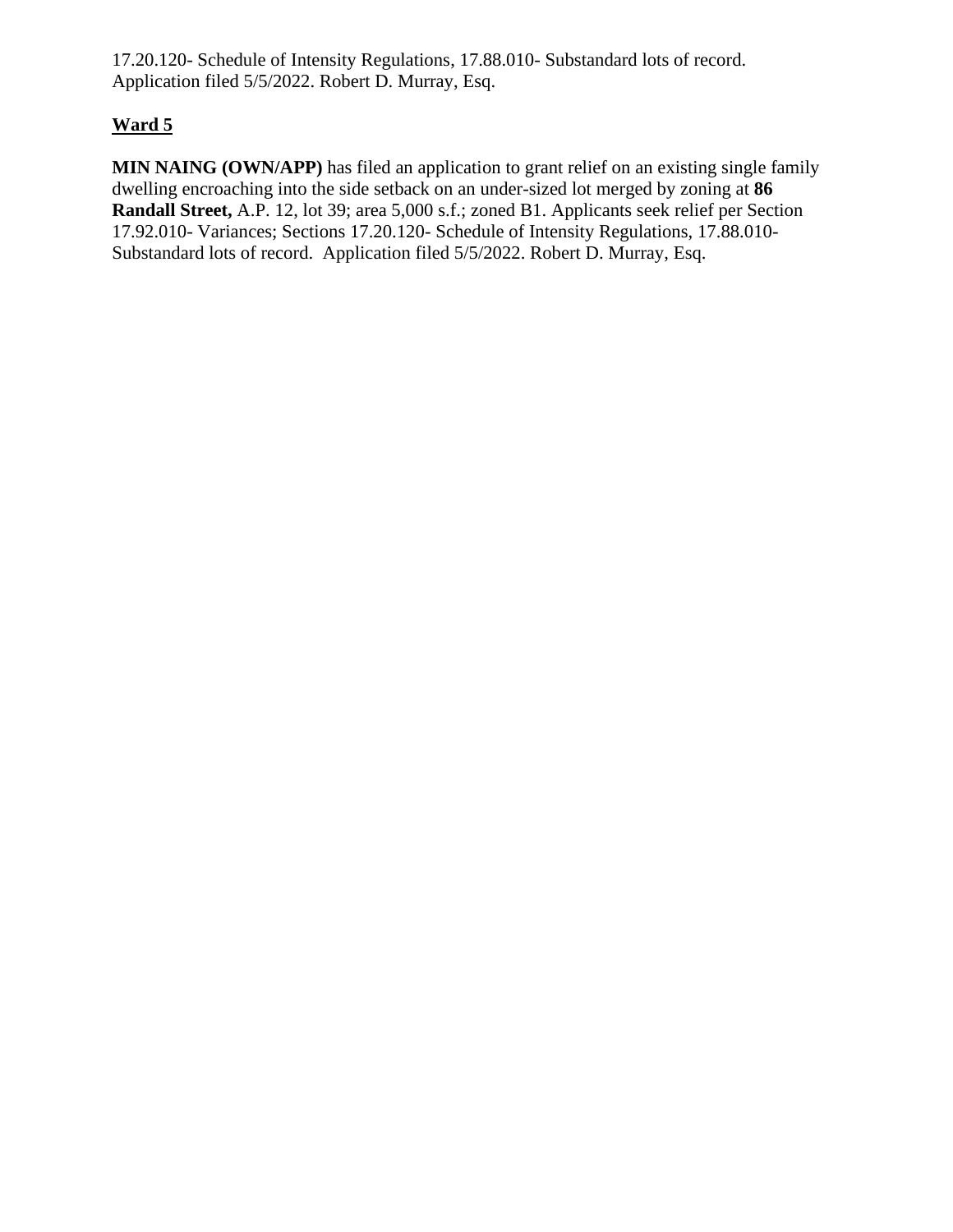17.20.120- Schedule of Intensity Regulations, 17.88.010- Substandard lots of record. Application filed 5/5/2022. Robert D. Murray, Esq.

**Ward 5**

**MIN NAING (OWN/APP)** has filed an application to grant relief on an existing single family dwelling encroaching into the side setback on an under-sized lot merged by zoning at **86 Randall Street,** A.P. 12, lot 39; area 5,000 s.f.; zoned B1. Applicants seek relief per Section 17.92.010- Variances; Sections 17.20.120- Schedule of Intensity Regulations, 17.88.010- Substandard lots of record. Application filed 5/5/2022. Robert D. Murray, Esq.